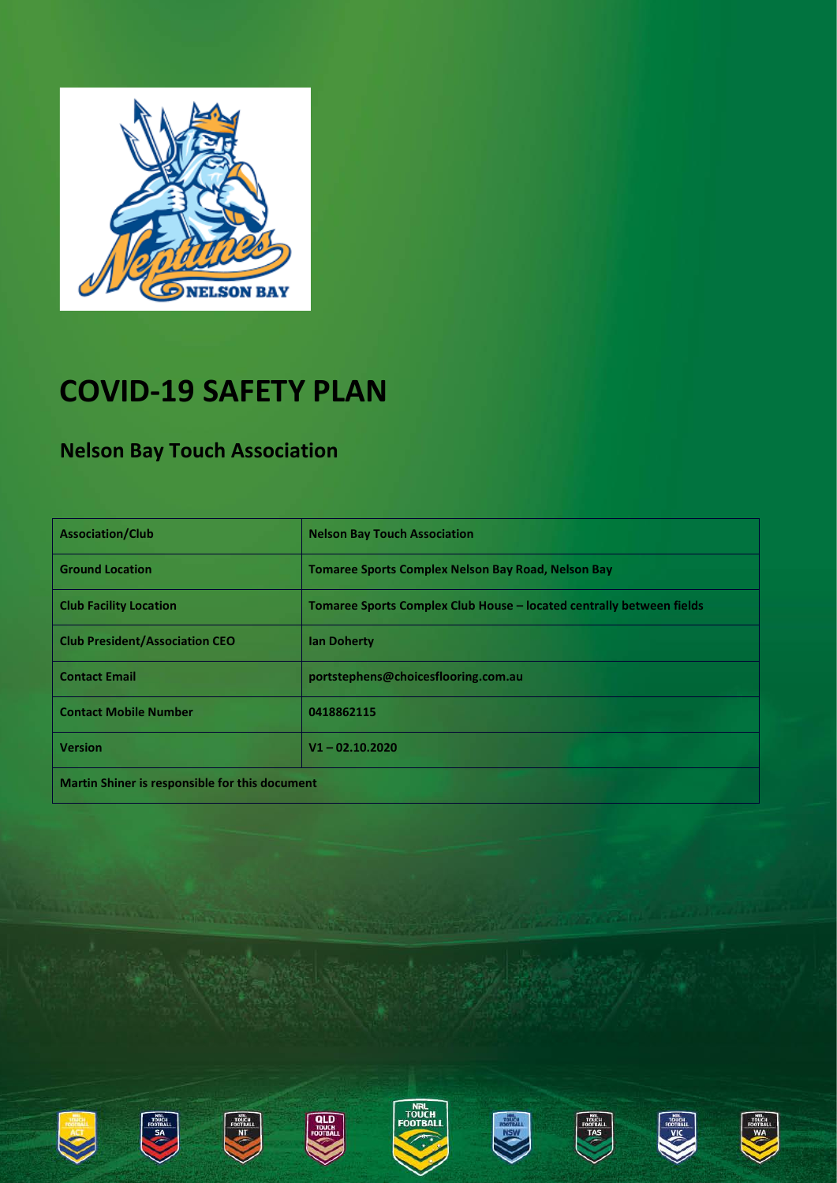# COVID-19 SAFETY PLAN

## Nelson Bay Touch Association

| Association/Club | Nelson Bay Touch Association |
|---|---|
| Ground Location | Tomaree Sports Complex Nelson Bay Road, Nelson Bay |
| Club Facility Location | Tomaree Sports Complex Club House – located centrally between fields |
| Club President/Association CEO | Ian Doherty |
| Contact Email | portstephens@choicesflooring.com.au |
| Contact Mobile Number | 0418862115 |
| Version | V1 – 02.10.2020 |
| Martin Shiner is responsible for this document | |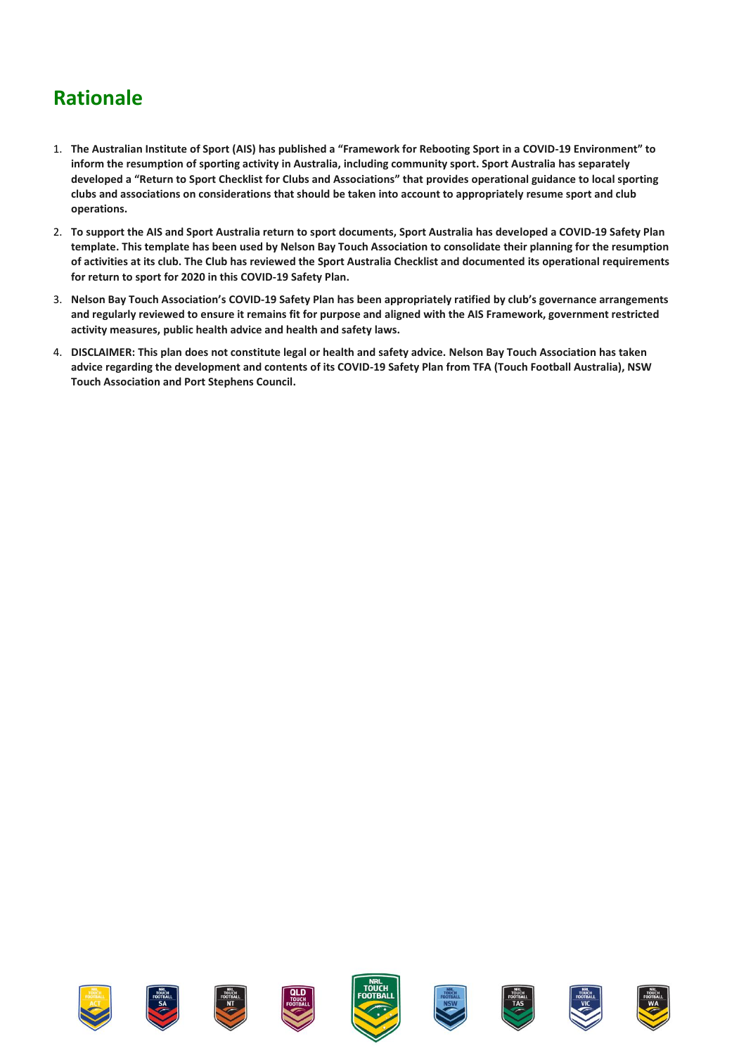## Rationale

1. **The Australian Institute of Sport (AIS) has published a "Framework for Rebooting Sport in a COVID-19 Environment" to inform the resumption of sporting activity in Australia, including community sport. Sport Australia has separately developed a "Return to Sport Checklist for Clubs and Associations" that provides operational guidance to local sporting clubs and associations on considerations that should be taken into account to appropriately resume sport and club operations.**
2. **To support the AIS and Sport Australia return to sport documents, Sport Australia has developed a COVID-19 Safety Plan template. This template has been used by Nelson Bay Touch Association to consolidate their planning for the resumption of activities at its club. The Club has reviewed the Sport Australia Checklist and documented its operational requirements for return to sport for 2020 in this COVID-19 Safety Plan.**
3. **Nelson Bay Touch Association's COVID-19 Safety Plan has been appropriately ratified by club's governance arrangements and regularly reviewed to ensure it remains fit for purpose and aligned with the AIS Framework, government restricted activity measures, public health advice and health and safety laws.**
4. **DISCLAIMER: This plan does not constitute legal or health and safety advice. Nelson Bay Touch Association has taken advice regarding the development and contents of its COVID-19 Safety Plan from TFA (Touch Football Australia), NSW Touch Association and Port Stephens Council.**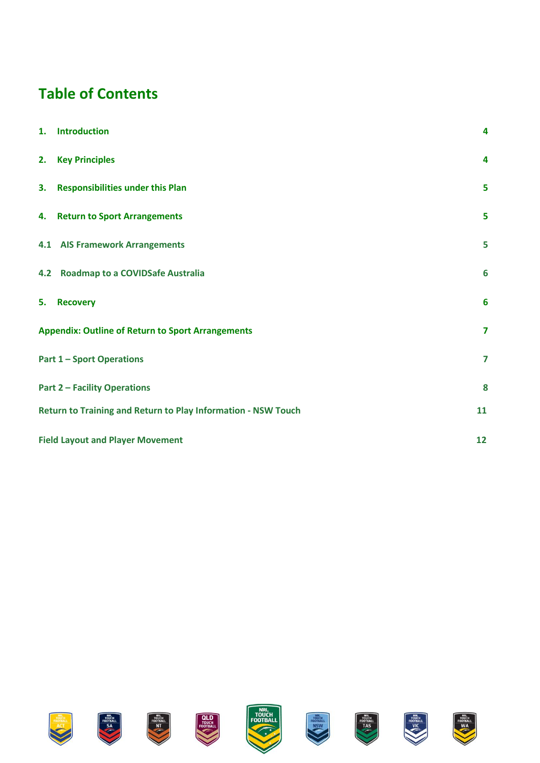# Table of Contents

| | |
|---|---|
| 1. Introduction | 4 |
| 2. Key Principles | 4 |
| 3. Responsibilities under this Plan | 5 |
| 4. Return to Sport Arrangements | 5 |
| 4.1 AIS Framework Arrangements | 5 |
| 4.2 Roadmap to a COVIDSafe Australia | 6 |
| 5. Recovery | 6 |
| Appendix: Outline of Return to Sport Arrangements | 7 |
| Part 1 – Sport Operations | 7 |
| Part 2 – Facility Operations | 8 |
| Return to Training and Return to Play Information - NSW Touch | 11 |
| Field Layout and Player Movement | 12 |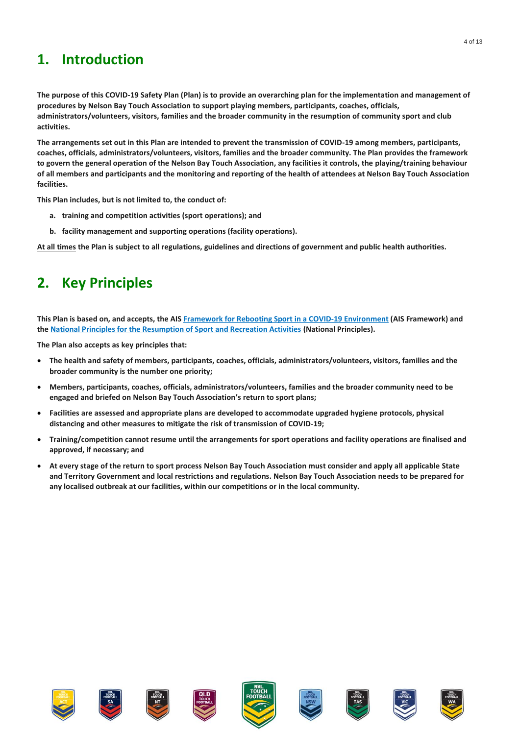# 1. Introduction

**The purpose of this COVID-19 Safety Plan (Plan) is to provide an overarching plan for the implementation and management of procedures by Nelson Bay Touch Association to support playing members, participants, coaches, officials, administrators/volunteers, visitors, families and the broader community in the resumption of community sport and club activities.**

**The arrangements set out in this Plan are intended to prevent the transmission of COVID-19 among members, participants, coaches, officials, administrators/volunteers, visitors, families and the broader community. The Plan provides the framework to govern the general operation of the Nelson Bay Touch Association, any facilities it controls, the playing/training behaviour of all members and participants and the monitoring and reporting of the health of attendees at Nelson Bay Touch Association facilities.**

**This Plan includes, but is not limited to, the conduct of:**

a. **training and competition activities (sport operations); and**
b. **facility management and supporting operations (facility operations).**

**At all times the Plan is subject to all regulations, guidelines and directions of government and public health authorities.**

# 2. Key Principles

**This Plan is based on, and accepts, the AIS Framework for Rebooting Sport in a COVID-19 Environment (AIS Framework) and the National Principles for the Resumption of Sport and Recreation Activities (National Principles).**

**The Plan also accepts as key principles that:**

- **The health and safety of members, participants, coaches, officials, administrators/volunteers, visitors, families and the broader community is the number one priority;**
- **Members, participants, coaches, officials, administrators/volunteers, families and the broader community need to be engaged and briefed on Nelson Bay Touch Association's return to sport plans;**
- **Facilities are assessed and appropriate plans are developed to accommodate upgraded hygiene protocols, physical distancing and other measures to mitigate the risk of transmission of COVID-19;**
- **Training/competition cannot resume until the arrangements for sport operations and facility operations are finalised and approved, if necessary; and**
- **At every stage of the return to sport process Nelson Bay Touch Association must consider and apply all applicable State and Territory Government and local restrictions and regulations. Nelson Bay Touch Association needs to be prepared for any localised outbreak at our facilities, within our competitions or in the local community.**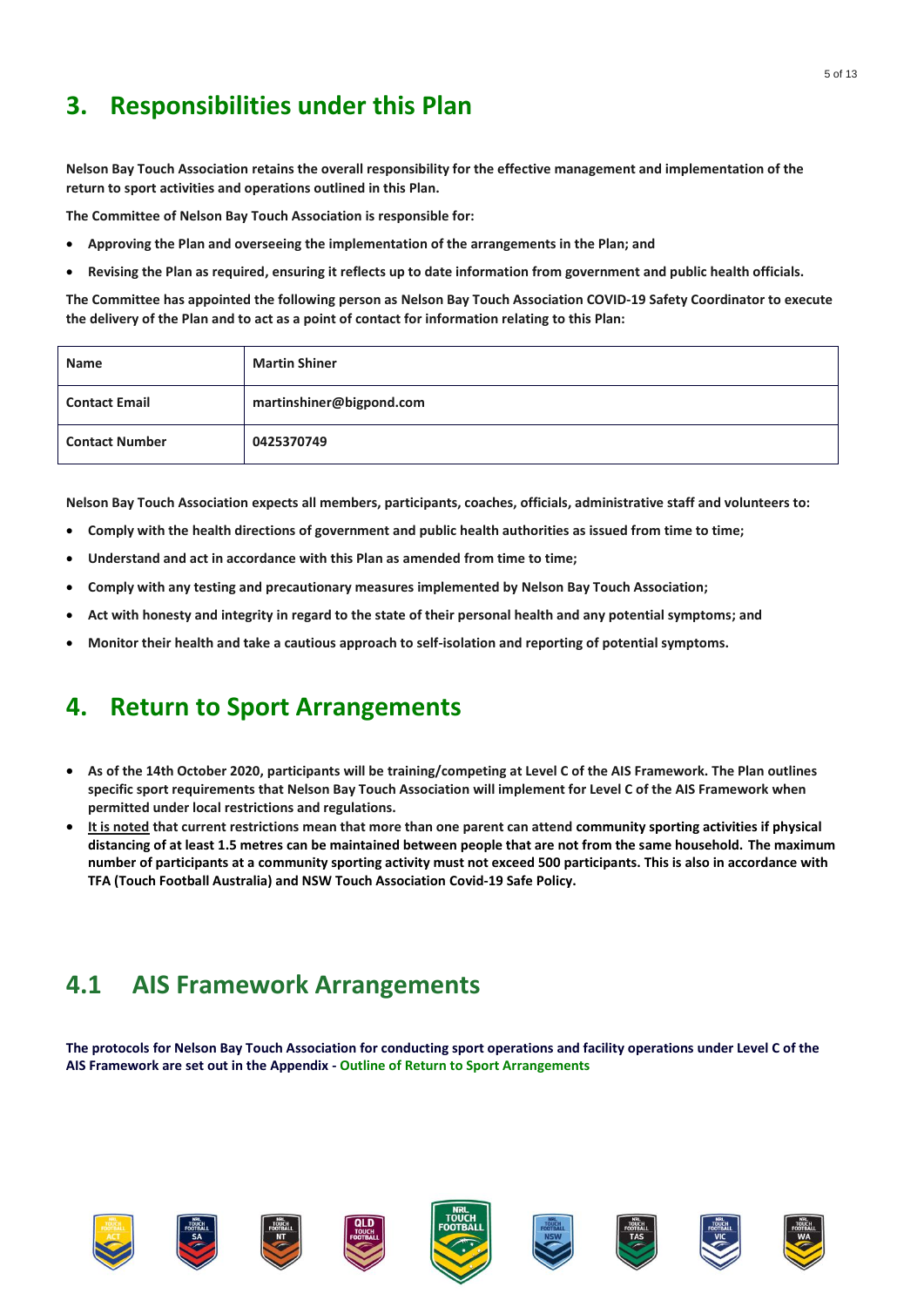## 3. Responsibilities under this Plan

**Nelson Bay Touch Association retains the overall responsibility for the effective management and implementation of the return to sport activities and operations outlined in this Plan.**

**The Committee of Nelson Bay Touch Association is responsible for:**

- **Approving the Plan and overseeing the implementation of the arrangements in the Plan; and**
- **Revising the Plan as required, ensuring it reflects up to date information from government and public health officials.**

**The Committee has appointed the following person as Nelson Bay Touch Association COVID-19 Safety Coordinator to execute the delivery of the Plan and to act as a point of contact for information relating to this Plan:**

| **Name** | **Martin Shiner** |
|---|---|
| **Contact Email** | **martinshiner@bigpond.com** |
| **Contact Number** | **0425370749** |

**Nelson Bay Touch Association expects all members, participants, coaches, officials, administrative staff and volunteers to:**

- **Comply with the health directions of government and public health authorities as issued from time to time;**
- **Understand and act in accordance with this Plan as amended from time to time;**
- **Comply with any testing and precautionary measures implemented by Nelson Bay Touch Association;**
- **Act with honesty and integrity in regard to the state of their personal health and any potential symptoms; and**
- **Monitor their health and take a cautious approach to self-isolation and reporting of potential symptoms.**

## 4. Return to Sport Arrangements

- **As of the 14th October 2020, participants will be training/competing at Level C of the AIS Framework. The Plan outlines specific sport requirements that Nelson Bay Touch Association will implement for Level C of the AIS Framework when permitted under local restrictions and regulations.**
- **It is noted that current restrictions mean that more than one parent can attend community sporting activities if physical distancing of at least 1.5 metres can be maintained between people that are not from the same household. The maximum number of participants at a community sporting activity must not exceed 500 participants. This is also in accordance with TFA (Touch Football Australia) and NSW Touch Association Covid-19 Safe Policy.**

## 4.1 AIS Framework Arrangements

**The protocols for Nelson Bay Touch Association for conducting sport operations and facility operations under Level C of the AIS Framework are set out in the Appendix - Outline of Return to Sport Arrangements**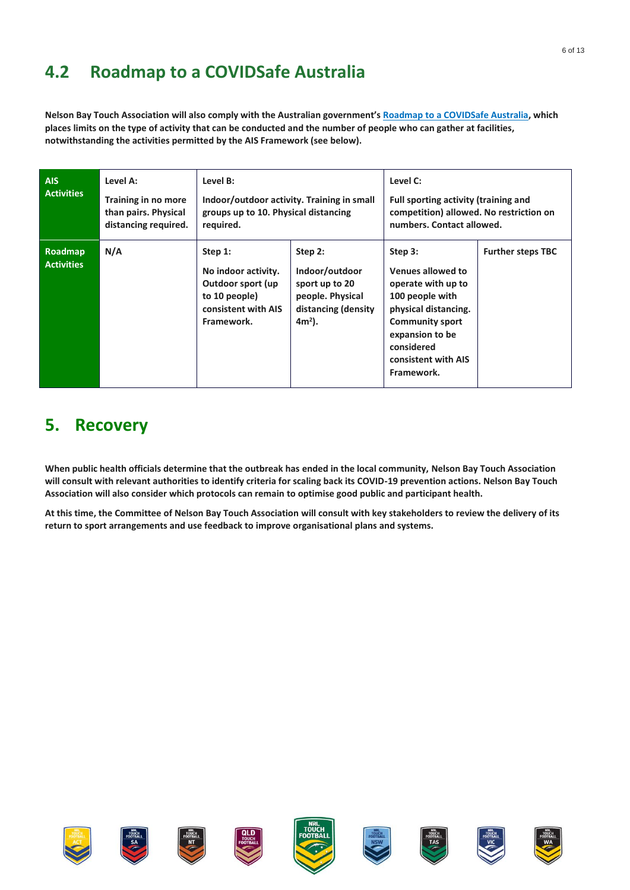## 4.2 Roadmap to a COVIDSafe Australia

**Nelson Bay Touch Association will also comply with the Australian government's [Roadmap to a COVIDSafe Australia], which places limits on the type of activity that can be conducted and the number of people who can gather at facilities, notwithstanding the activities permitted by the AIS Framework (see below).**

| **AIS Activities** | **Level A:** Training in no more than pairs. Physical distancing required. | **Level B:** Indoor/outdoor activity. Training in small groups up to 10. Physical distancing required. | | **Level C:** Full sporting activity (training and competition) allowed. No restriction on numbers. Contact allowed. | |
|---|---|---|---|---|---|
| **Roadmap Activities** | **N/A** | **Step 1:** No indoor activity. Outdoor sport (up to 10 people) consistent with AIS Framework. | **Step 2:** Indoor/outdoor sport up to 20 people. Physical distancing (density $4m^2$). | **Step 3:** Venues allowed to operate with up to 100 people with physical distancing. Community sport expansion to be considered consistent with AIS Framework. | **Further steps TBC** |

# 5. Recovery

**When public health officials determine that the outbreak has ended in the local community, Nelson Bay Touch Association will consult with relevant authorities to identify criteria for scaling back its COVID-19 prevention actions. Nelson Bay Touch Association will also consider which protocols can remain to optimise good public and participant health.**

**At this time, the Committee of Nelson Bay Touch Association will consult with key stakeholders to review the delivery of its return to sport arrangements and use feedback to improve organisational plans and systems.**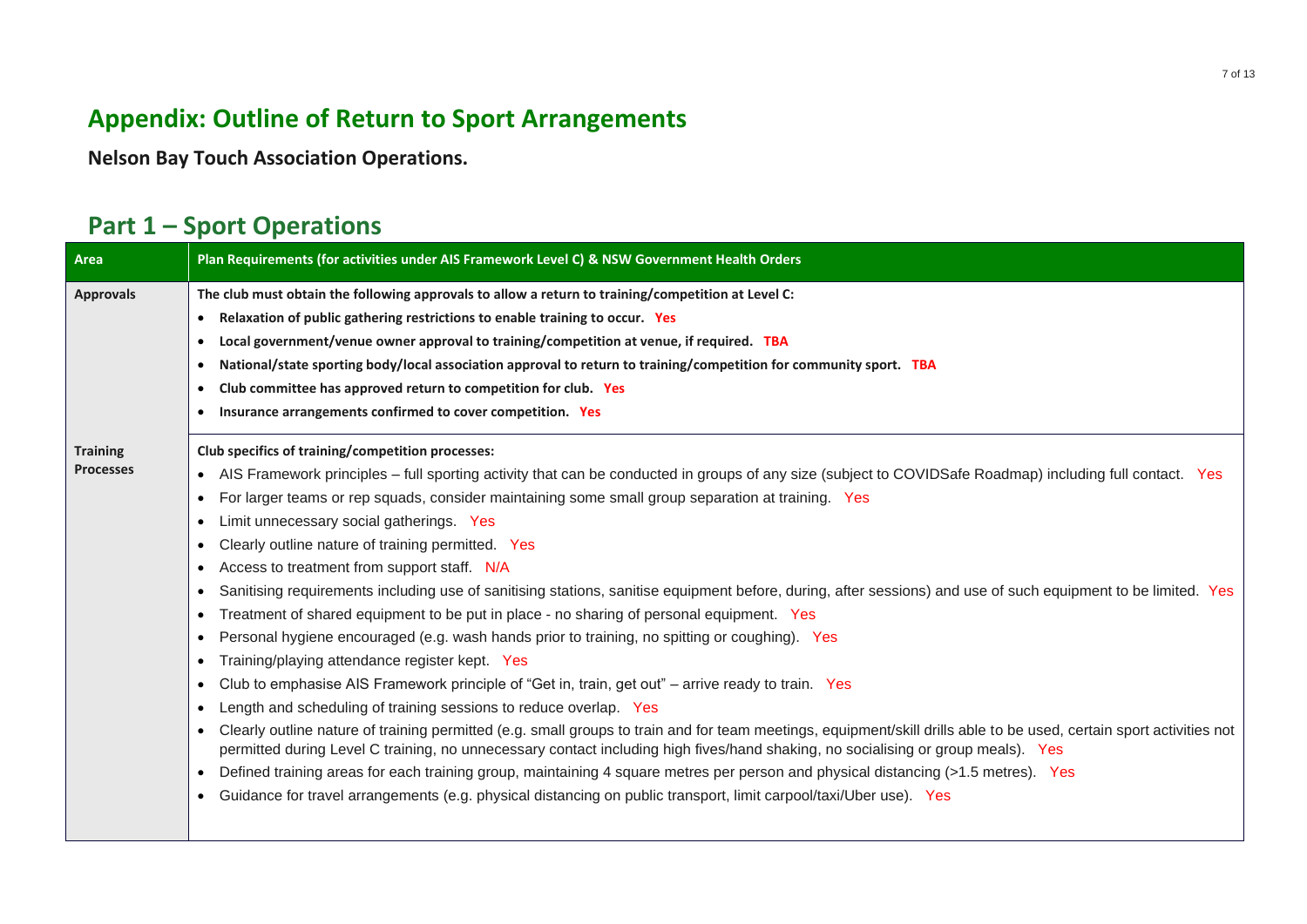# Appendix: Outline of Return to Sport Arrangements

**Nelson Bay Touch Association Operations.**

## Part 1 – Sport Operations

| Area | Plan Requirements (for activities under AIS Framework Level C) & NSW Government Health Orders |
|---|---|
| **Approvals** | **The club must obtain the following approvals to allow a return to training/competition at Level C:**<br>• **Relaxation of public gathering restrictions to enable training to occur. Yes**<br>• **Local government/venue owner approval to training/competition at venue, if required. TBA**<br>• **National/state sporting body/local association approval to return to training/competition for community sport. TBA**<br>• **Club committee has approved return to competition for club. Yes**<br>• **Insurance arrangements confirmed to cover competition. Yes** |
| **Training Processes** | **Club specifics of training/competition processes:**<br>• AIS Framework principles – full sporting activity that can be conducted in groups of any size (subject to COVIDSafe Roadmap) including full contact. Yes<br>• For larger teams or rep squads, consider maintaining some small group separation at training. Yes<br>• Limit unnecessary social gatherings. Yes<br>• Clearly outline nature of training permitted. Yes<br>• Access to treatment from support staff. N/A<br>• Sanitising requirements including use of sanitising stations, sanitise equipment before, during, after sessions) and use of such equipment to be limited. Yes<br>• Treatment of shared equipment to be put in place - no sharing of personal equipment. Yes<br>• Personal hygiene encouraged (e.g. wash hands prior to training, no spitting or coughing). Yes<br>• Training/playing attendance register kept. Yes<br>• Club to emphasise AIS Framework principle of "Get in, train, get out" – arrive ready to train. Yes<br>• Length and scheduling of training sessions to reduce overlap. Yes<br>• Clearly outline nature of training permitted (e.g. small groups to train and for team meetings, equipment/skill drills able to be used, certain sport activities not permitted during Level C training, no unnecessary contact including high fives/hand shaking, no socialising or group meals). Yes<br>• Defined training areas for each training group, maintaining 4 square metres per person and physical distancing (>1.5 metres). Yes<br>• Guidance for travel arrangements (e.g. physical distancing on public transport, limit carpool/taxi/Uber use). Yes |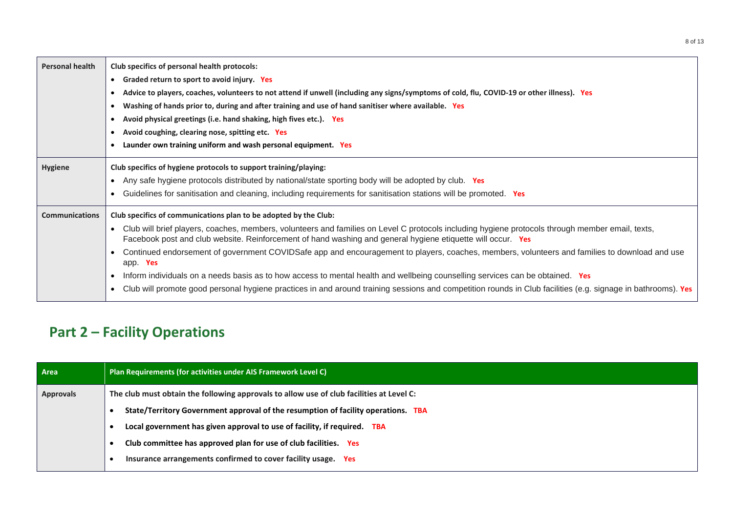| Personal health | **Club specifics of personal health protocols:**<br>• **Graded return to sport to avoid injury. Yes**<br>• **Advice to players, coaches, volunteers to not attend if unwell (including any signs/symptoms of cold, flu, COVID-19 or other illness). Yes**<br>• **Washing of hands prior to, during and after training and use of hand sanitiser where available. Yes**<br>• **Avoid physical greetings (i.e. hand shaking, high fives etc.). Yes**<br>• **Avoid coughing, clearing nose, spitting etc. Yes**<br>• **Launder own training uniform and wash personal equipment. Yes** |
|---|---|
| **Hygiene** | **Club specifics of hygiene protocols to support training/playing:**<br>• Any safe hygiene protocols distributed by national/state sporting body will be adopted by club. **Yes**<br>• Guidelines for sanitisation and cleaning, including requirements for sanitisation stations will be promoted. **Yes** |
| **Communications** | **Club specifics of communications plan to be adopted by the Club:**<br>• Club will brief players, coaches, members, volunteers and families on Level C protocols including hygiene protocols through member email, texts, Facebook post and club website. Reinforcement of hand washing and general hygiene etiquette will occur. **Yes**<br>• Continued endorsement of government COVIDSafe app and encouragement to players, coaches, members, volunteers and families to download and use app. **Yes**<br>• Inform individuals on a needs basis as to how access to mental health and wellbeing counselling services can be obtained. **Yes**<br>• Club will promote good personal hygiene practices in and around training sessions and competition rounds in Club facilities (e.g. signage in bathrooms). **Yes** |

## Part 2 – Facility Operations

| Area | Plan Requirements (for activities under AIS Framework Level C) |
|---|---|
| **Approvals** | **The club must obtain the following approvals to allow use of club facilities at Level C:**<br>• **State/Territory Government approval of the resumption of facility operations. TBA**<br>• **Local government has given approval to use of facility, if required. TBA**<br>• **Club committee has approved plan for use of club facilities. Yes**<br>• **Insurance arrangements confirmed to cover facility usage. Yes** |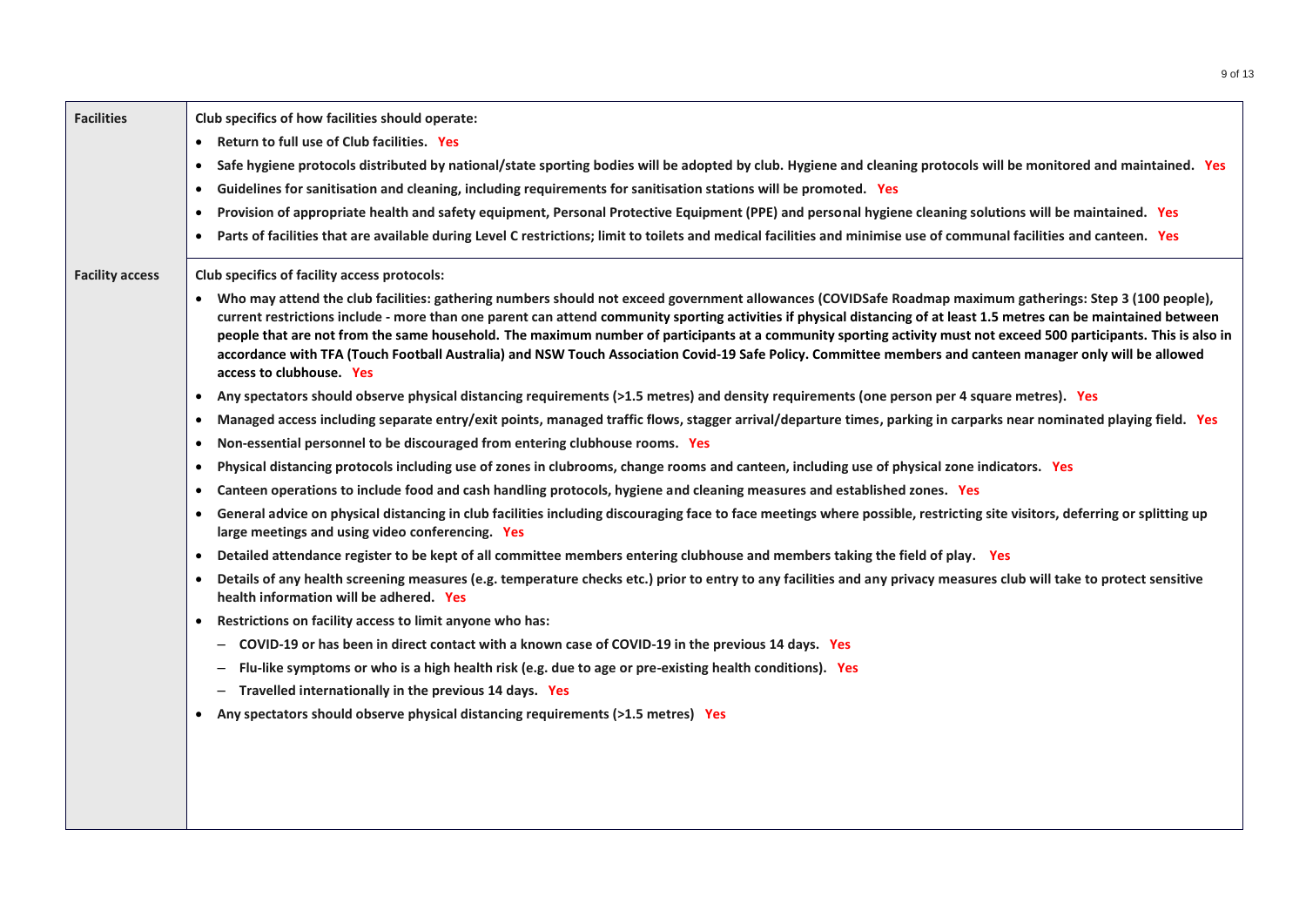| | |
|---|---|
| **Facilities** | **Club specifics of how facilities should operate:**<br>• **Return to full use of Club facilities. Yes**<br>• **Safe hygiene protocols distributed by national/state sporting bodies will be adopted by club. Hygiene and cleaning protocols will be monitored and maintained. Yes**<br>• **Guidelines for sanitisation and cleaning, including requirements for sanitisation stations will be promoted. Yes**<br>• **Provision of appropriate health and safety equipment, Personal Protective Equipment (PPE) and personal hygiene cleaning solutions will be maintained. Yes**<br>• **Parts of facilities that are available during Level C restrictions; limit to toilets and medical facilities and minimise use of communal facilities and canteen. Yes** |
| **Facility access** | **Club specifics of facility access protocols:**<br>• **Who may attend the club facilities: gathering numbers should not exceed government allowances (COVIDSafe Roadmap maximum gatherings: Step 3 (100 people), current restrictions include - more than one parent can attend community sporting activities if physical distancing of at least 1.5 metres can be maintained between people that are not from the same household. The maximum number of participants at a community sporting activity must not exceed 500 participants. This is also in accordance with TFA (Touch Football Australia) and NSW Touch Association Covid-19 Safe Policy. Committee members and canteen manager only will be allowed access to clubhouse. Yes**<br>• **Any spectators should observe physical distancing requirements (>1.5 metres) and density requirements (one person per 4 square metres). Yes**<br>• **Managed access including separate entry/exit points, managed traffic flows, stagger arrival/departure times, parking in carparks near nominated playing field. Yes**<br>• **Non-essential personnel to be discouraged from entering clubhouse rooms. Yes**<br>• **Physical distancing protocols including use of zones in clubrooms, change rooms and canteen, including use of physical zone indicators. Yes**<br>• **Canteen operations to include food and cash handling protocols, hygiene and cleaning measures and established zones. Yes**<br>• **General advice on physical distancing in club facilities including discouraging face to face meetings where possible, restricting site visitors, deferring or splitting up large meetings and using video conferencing. Yes**<br>• **Detailed attendance register to be kept of all committee members entering clubhouse and members taking the field of play. Yes**<br>• **Details of any health screening measures (e.g. temperature checks etc.) prior to entry to any facilities and any privacy measures club will take to protect sensitive health information will be adhered. Yes**<br>• **Restrictions on facility access to limit anyone who has:**<br>  – **COVID-19 or has been in direct contact with a known case of COVID-19 in the previous 14 days. Yes**<br>  – **Flu-like symptoms or who is a high health risk (e.g. due to age or pre-existing health conditions). Yes**<br>  – **Travelled internationally in the previous 14 days. Yes**<br>• **Any spectators should observe physical distancing requirements (>1.5 metres) Yes** |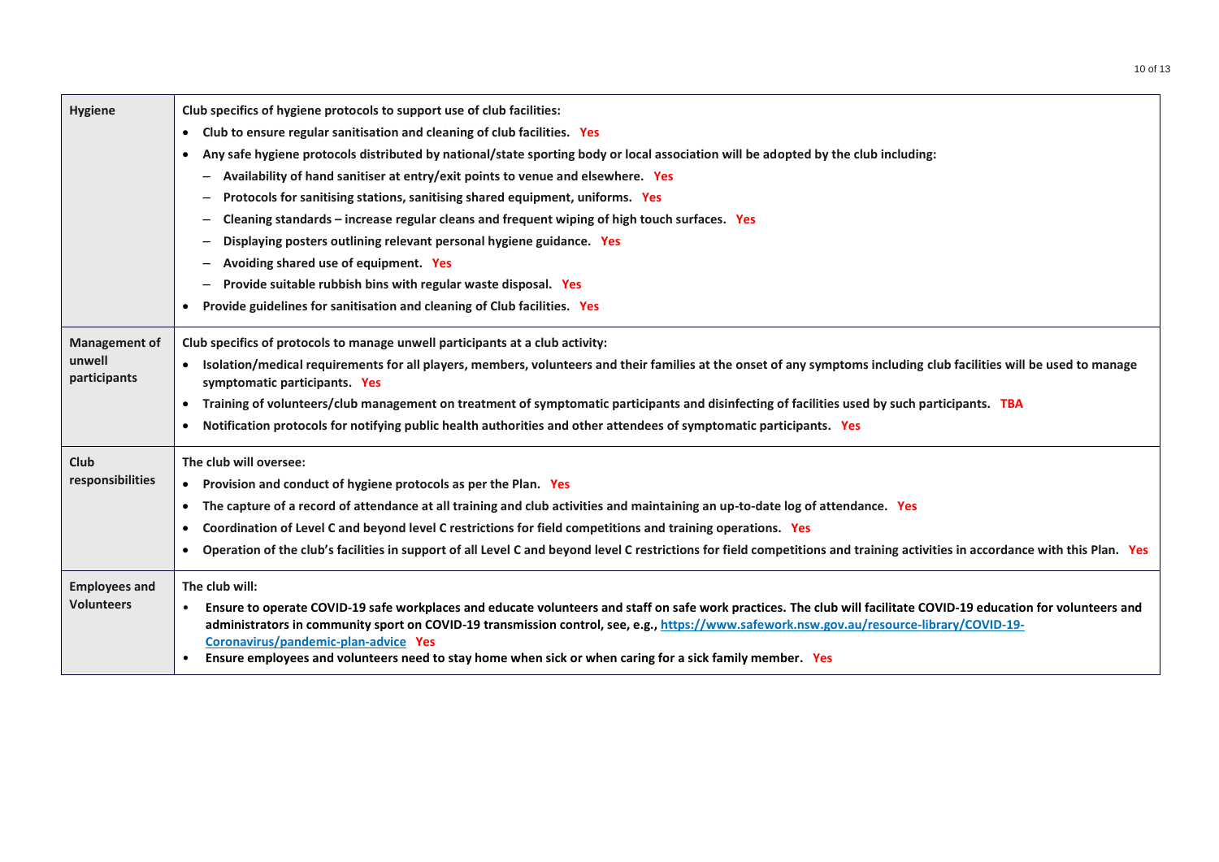| | |
|---|---|
| **Hygiene** | **Club specifics of hygiene protocols to support use of club facilities:**<br>• **Club to ensure regular sanitisation and cleaning of club facilities.** **Yes**<br>• **Any safe hygiene protocols distributed by national/state sporting body or local association will be adopted by the club including:**<br>&nbsp;&nbsp;– **Availability of hand sanitiser at entry/exit points to venue and elsewhere.** **Yes**<br>&nbsp;&nbsp;– **Protocols for sanitising stations, sanitising shared equipment, uniforms.** **Yes**<br>&nbsp;&nbsp;– **Cleaning standards – increase regular cleans and frequent wiping of high touch surfaces.** **Yes**<br>&nbsp;&nbsp;– **Displaying posters outlining relevant personal hygiene guidance.** **Yes**<br>&nbsp;&nbsp;– **Avoiding shared use of equipment.** **Yes**<br>&nbsp;&nbsp;– **Provide suitable rubbish bins with regular waste disposal.** **Yes**<br>• **Provide guidelines for sanitisation and cleaning of Club facilities.** **Yes** |
| **Management of unwell participants** | **Club specifics of protocols to manage unwell participants at a club activity:**<br>• **Isolation/medical requirements for all players, members, volunteers and their families at the onset of any symptoms including club facilities will be used to manage symptomatic participants.** **Yes**<br>• **Training of volunteers/club management on treatment of symptomatic participants and disinfecting of facilities used by such participants.** **TBA**<br>• **Notification protocols for notifying public health authorities and other attendees of symptomatic participants.** **Yes** |
| **Club responsibilities** | **The club will oversee:**<br>• **Provision and conduct of hygiene protocols as per the Plan.** **Yes**<br>• **The capture of a record of attendance at all training and club activities and maintaining an up-to-date log of attendance.** **Yes**<br>• **Coordination of Level C and beyond level C restrictions for field competitions and training operations.** **Yes**<br>• **Operation of the club's facilities in support of all Level C and beyond level C restrictions for field competitions and training activities in accordance with this Plan.** **Yes** |
| **Employees and Volunteers** | **The club will:**<br>• **Ensure to operate COVID-19 safe workplaces and educate volunteers and staff on safe work practices. The club will facilitate COVID-19 education for volunteers and administrators in community sport on COVID-19 transmission control, see, e.g., https://www.safework.nsw.gov.au/resource-library/COVID-19-Coronavirus/pandemic-plan-advice** **Yes**<br>• **Ensure employees and volunteers need to stay home when sick or when caring for a sick family member.** **Yes** |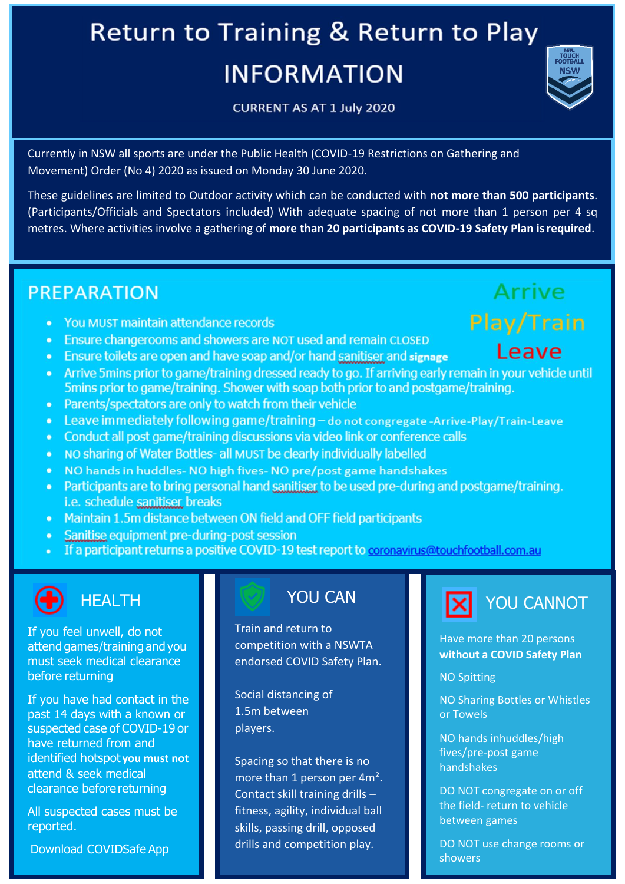# Return to Training & Return to Play

# INFORMATION

CURRENT AS AT 1 July 2020

Currently in NSW all sports are under the Public Health (COVID-19 Restrictions on Gathering and Movement) Order (No 4) 2020 as issued on Monday 30 June 2020.

These guidelines are limited to Outdoor activity which can be conducted with **not more than 500 participants**. (Participants/Officials and Spectators included) With adequate spacing of not more than 1 person per 4 sq metres. Where activities involve a gathering of **more than 20 participants as COVID-19 Safety Plan is required**.

## PREPARATION

Arrive
Play/Train
Leave

- You MUST maintain attendance records
- Ensure changerooms and showers are NOT used and remain CLOSED
- Ensure toilets are open and have soap and/or hand sanitiser and **signage**
- Arrive 5mins prior to game/training dressed ready to go. If arriving early remain in your vehicle until 5mins prior to game/training. Shower with soap both prior to and postgame/training.
- Parents/spectators are only to watch from their vehicle
- Leave immediately following game/training – do not congregate -Arrive-Play/Train-Leave
- Conduct all post game/training discussions via video link or conference calls
- NO sharing of Water Bottles- all MUST be clearly individually labelled
- NO hands in huddles- NO high fives- NO pre/post game handshakes
- Participants are to bring personal hand sanitiser to be used pre-during and postgame/training. i.e. schedule sanitiser breaks
- Maintain 1.5m distance between ON field and OFF field participants
- Sanitise equipment pre-during-post session
- If a participant returns a positive COVID-19 test report to coronavirus@touchfootball.com.au

## HEALTH

If you feel unwell, do not attend games/training and you must seek medical clearance before returning

If you have had contact in the past 14 days with a known or suspected case of COVID-19 or have returned from and identified hotspot **you must not** attend & seek medical clearance before returning

All suspected cases must be reported.

Download COVIDSafe App

## YOU CAN

Train and return to competition with a NSWTA endorsed COVID Safety Plan.

Social distancing of 1.5m between players.

Spacing so that there is no more than 1 person per $4m^2$. Contact skill training drills – fitness, agility, individual ball skills, passing drill, opposed drills and competition play.

## YOU CANNOT

Have more than 20 persons **without a COVID Safety Plan**

NO Spitting

NO Sharing Bottles or Whistles or Towels

NO hands inhuddles/high fives/pre-post game handshakes

DO NOT congregate on or off the field- return to vehicle between games

DO NOT use change rooms or showers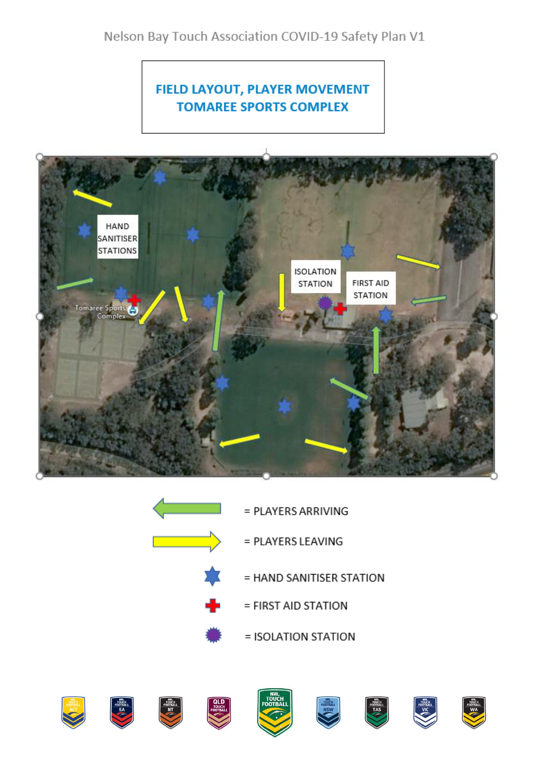Nelson Bay Touch Association COVID-19 Safety Plan V1

## FIELD LAYOUT, PLAYER MOVEMENT TOMAREE SPORTS COMPLEX

HAND SANITISER STATIONS

ISOLATION STATION

FIRST AID STATION

Tomaree Sports Complex

= PLAYERS ARRIVING

= PLAYERS LEAVING

= HAND SANITISER STATION

= FIRST AID STATION

= ISOLATION STATION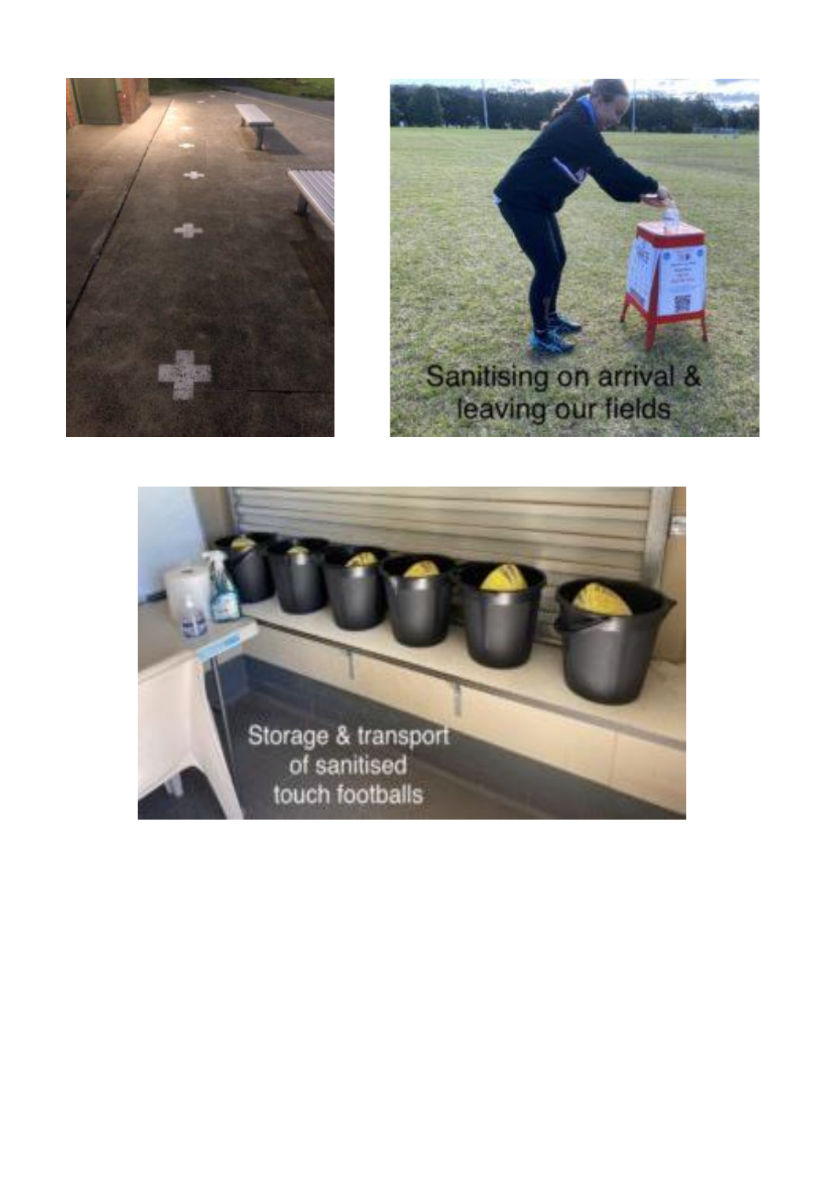Sanitising on arrival & leaving our fields

Storage & transport of sanitised touch footballs